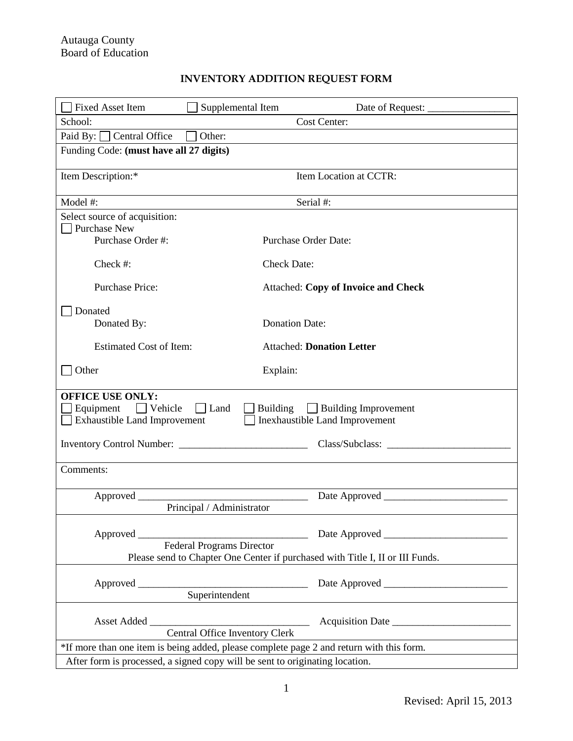Autauga County
Board of Education

## INVENTORY ADDITION REQUEST FORM

☐ Fixed Asset Item ☐ Supplemental Item Date of Request: ________________

School: Cost Center:

Paid By: ☐ Central Office ☐ Other:

Funding Code: **(must have all 27 digits)**

Item Description:* Item Location at CCTR:

Model #: Serial #:

Select source of acquisition:

☐ Purchase New

- Purchase Order #: Purchase Order Date:
- Check #: Check Date:
- Purchase Price: Attached: **Copy of Invoice and Check**

☐ Donated

- Donated By: Donation Date:
- Estimated Cost of Item: Attached: **Donation Letter**

☐ Other Explain:

**OFFICE USE ONLY:**

☐ Equipment ☐ Vehicle ☐ Land ☐ Building ☐ Building Improvement
☐ Exhaustible Land Improvement ☐ Inexhaustible Land Improvement

Inventory Control Number: _________________________ Class/Subclass: ________________________

Comments:

Approved ________________________________ Date Approved ________________________
Principal / Administrator

Approved ________________________________ Date Approved ________________________
Federal Programs Director
Please send to Chapter One Center if purchased with Title I, II or III Funds.

Approved ________________________________ Date Approved ________________________
Superintendent

Asset Added _______________________________ Acquisition Date _______________________
Central Office Inventory Clerk

*If more than one item is being added, please complete page 2 and return with this form.

After form is processed, a signed copy will be sent to originating location.

Revised: April 15, 2013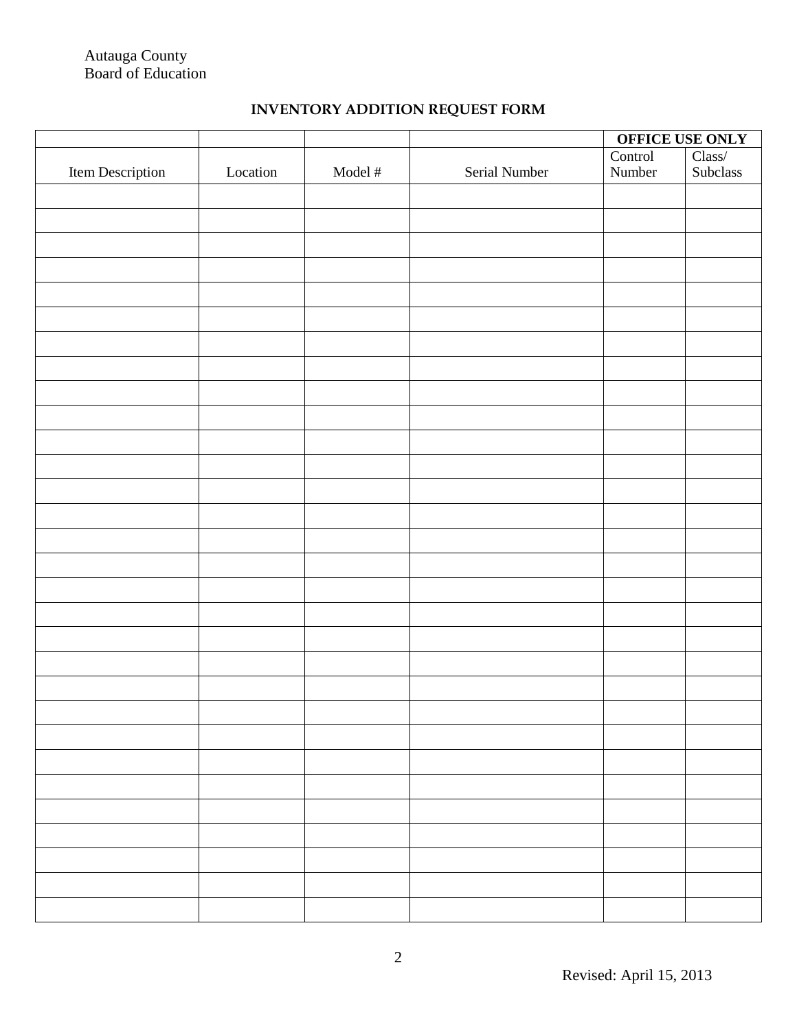Autauga County
Board of Education

## INVENTORY ADDITION REQUEST FORM

| | | | | **OFFICE USE ONLY** | |
|---|---|---|---|---|---|
| Item Description | Location | Model # | Serial Number | Control Number | Class/ Subclass |
| | | | | | |
| | | | | | |
| | | | | | |
| | | | | | |
| | | | | | |
| | | | | | |
| | | | | | |
| | | | | | |
| | | | | | |
| | | | | | |
| | | | | | |
| | | | | | |
| | | | | | |
| | | | | | |
| | | | | | |
| | | | | | |
| | | | | | |
| | | | | | |
| | | | | | |
| | | | | | |
| | | | | | |
| | | | | | |
| | | | | | |
| | | | | | |
| | | | | | |
| | | | | | |
| | | | | | |
| | | | | | |
| | | | | | |
| | | | | | |

Revised: April 15, 2013